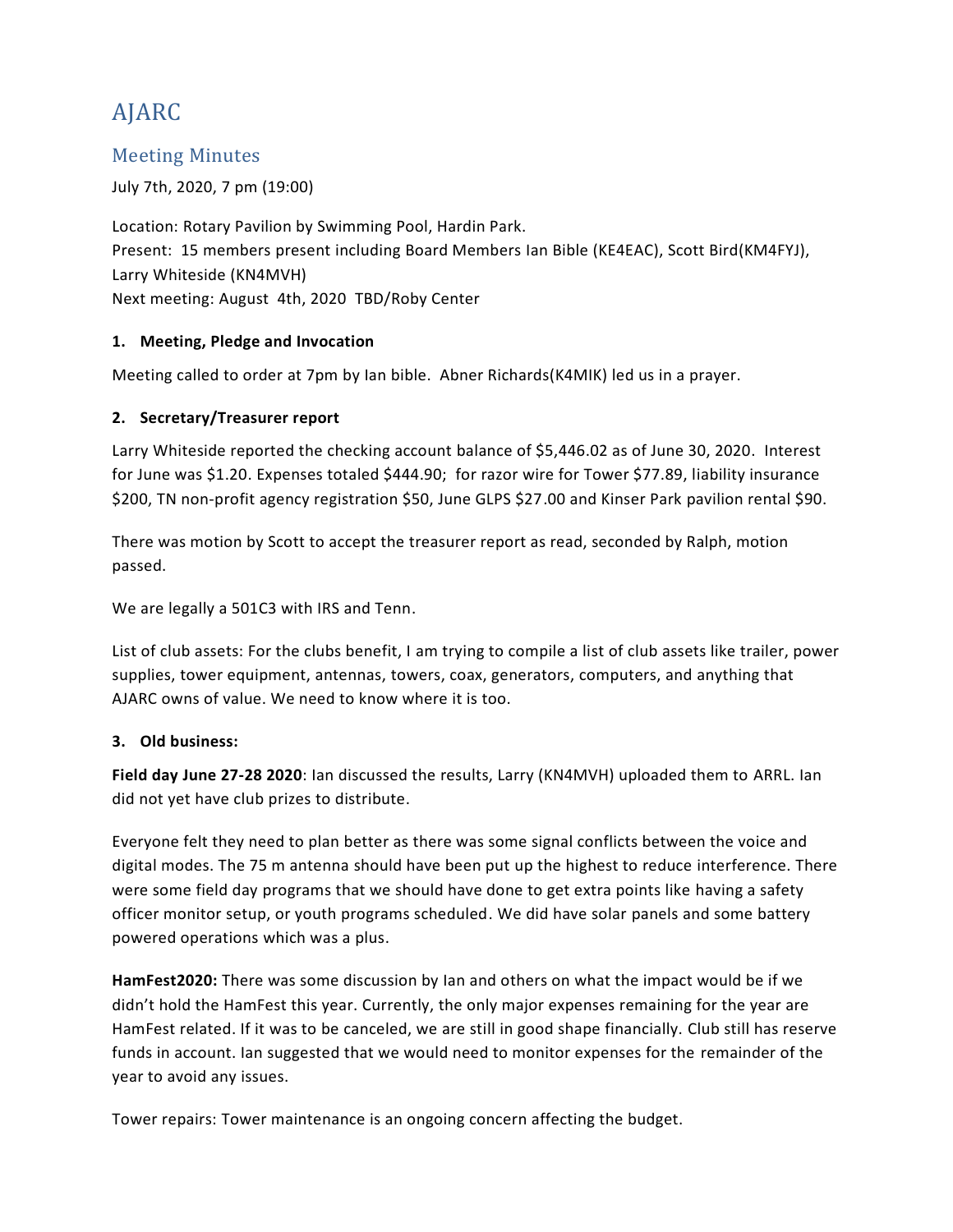# AJARC

## Meeting Minutes

July 7th, 2020, 7 pm (19:00)

Location: Rotary Pavilion by Swimming Pool, Hardin Park.
Present: 15 members present including Board Members Ian Bible (KE4EAC), Scott Bird(KM4FYJ), Larry Whiteside (KN4MVH)
Next meeting: August 4th, 2020 TBD/Roby Center

### 1. Meeting, Pledge and Invocation

Meeting called to order at 7pm by Ian bible. Abner Richards(K4MIK) led us in a prayer.

### 2. Secretary/Treasurer report

Larry Whiteside reported the checking account balance of $5,446.02 as of June 30, 2020. Interest for June was $1.20. Expenses totaled $444.90; for razor wire for Tower $77.89, liability insurance $200, TN non-profit agency registration $50, June GLPS $27.00 and Kinser Park pavilion rental $90.

There was motion by Scott to accept the treasurer report as read, seconded by Ralph, motion passed.

We are legally a 501C3 with IRS and Tenn.

List of club assets: For the clubs benefit, I am trying to compile a list of club assets like trailer, power supplies, tower equipment, antennas, towers, coax, generators, computers, and anything that AJARC owns of value. We need to know where it is too.

### 3. Old business:

**Field day June 27-28 2020**: Ian discussed the results, Larry (KN4MVH) uploaded them to ARRL. Ian did not yet have club prizes to distribute.

Everyone felt they need to plan better as there was some signal conflicts between the voice and digital modes. The 75 m antenna should have been put up the highest to reduce interference. There were some field day programs that we should have done to get extra points like having a safety officer monitor setup, or youth programs scheduled. We did have solar panels and some battery powered operations which was a plus.

**HamFest2020:** There was some discussion by Ian and others on what the impact would be if we didn't hold the HamFest this year. Currently, the only major expenses remaining for the year are HamFest related. If it was to be canceled, we are still in good shape financially. Club still has reserve funds in account. Ian suggested that we would need to monitor expenses for the remainder of the year to avoid any issues.

Tower repairs: Tower maintenance is an ongoing concern affecting the budget.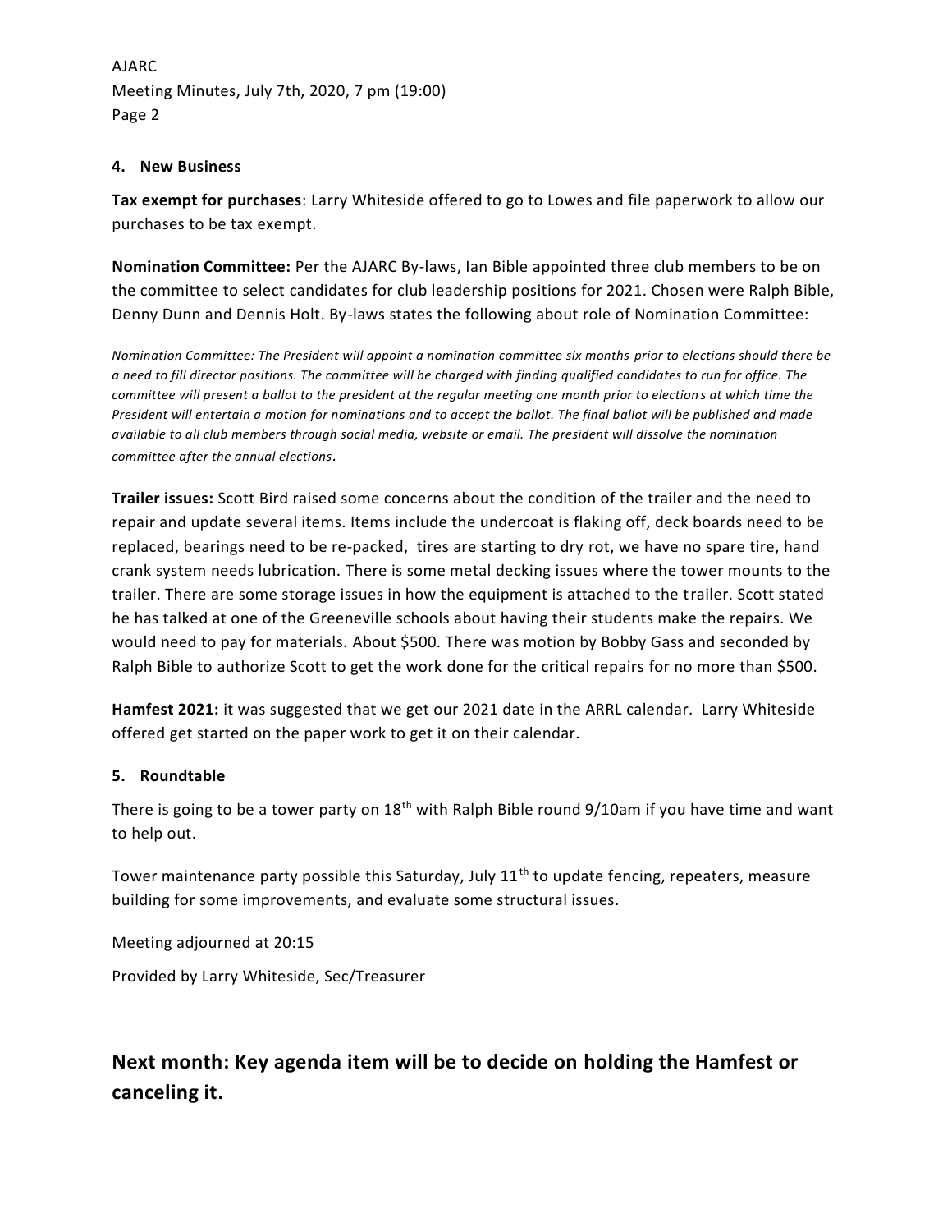## 4. New Business

**Tax exempt for purchases**: Larry Whiteside offered to go to Lowes and file paperwork to allow our purchases to be tax exempt.

**Nomination Committee:** Per the AJARC By-laws, Ian Bible appointed three club members to be on the committee to select candidates for club leadership positions for 2021. Chosen were Ralph Bible, Denny Dunn and Dennis Holt. By-laws states the following about role of Nomination Committee:

*Nomination Committee: The President will appoint a nomination committee six months prior to elections should there be a need to fill director positions. The committee will be charged with finding qualified candidates to run for office. The committee will present a ballot to the president at the regular meeting one month prior to elections at which time the President will entertain a motion for nominations and to accept the ballot. The final ballot will be published and made available to all club members through social media, website or email. The president will dissolve the nomination committee after the annual elections.*

**Trailer issues:** Scott Bird raised some concerns about the condition of the trailer and the need to repair and update several items. Items include the undercoat is flaking off, deck boards need to be replaced, bearings need to be re-packed, tires are starting to dry rot, we have no spare tire, hand crank system needs lubrication. There is some metal decking issues where the tower mounts to the trailer. There are some storage issues in how the equipment is attached to the trailer. Scott stated he has talked at one of the Greeneville schools about having their students make the repairs. We would need to pay for materials. About $500. There was motion by Bobby Gass and seconded by Ralph Bible to authorize Scott to get the work done for the critical repairs for no more than $500.

**Hamfest 2021:** it was suggested that we get our 2021 date in the ARRL calendar. Larry Whiteside offered get started on the paper work to get it on their calendar.

## 5. Roundtable

There is going to be a tower party on 18th with Ralph Bible round 9/10am if you have time and want to help out.

Tower maintenance party possible this Saturday, July 11th to update fencing, repeaters, measure building for some improvements, and evaluate some structural issues.

Meeting adjourned at 20:15

Provided by Larry Whiteside, Sec/Treasurer

# Next month: Key agenda item will be to decide on holding the Hamfest or canceling it.